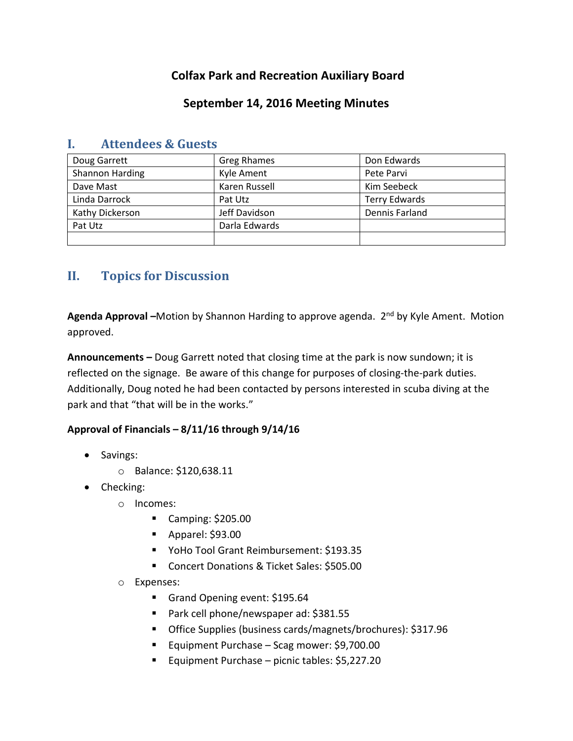# Colfax Park and Recreation Auxiliary Board

## September 14, 2016 Meeting Minutes

## I. Attendees & Guests

| Doug Garrett | Greg Rhames | Don Edwards |
|---|---|---|
| Shannon Harding | Kyle Ament | Pete Parvi |
| Dave Mast | Karen Russell | Kim Seebeck |
| Linda Darrock | Pat Utz | Terry Edwards |
| Kathy Dickerson | Jeff Davidson | Dennis Farland |
| Pat Utz | Darla Edwards | |
| | | |

## II. Topics for Discussion

**Agenda Approval –**Motion by Shannon Harding to approve agenda. 2nd by Kyle Ament. Motion approved.

**Announcements –** Doug Garrett noted that closing time at the park is now sundown; it is reflected on the signage. Be aware of this change for purposes of closing-the-park duties. Additionally, Doug noted he had been contacted by persons interested in scuba diving at the park and that "that will be in the works."

**Approval of Financials – 8/11/16 through 9/14/16**

- Savings:
  - Balance: $120,638.11
- Checking:
  - Incomes:
    - Camping: $205.00
    - Apparel: $93.00
    - YoHo Tool Grant Reimbursement: $193.35
    - Concert Donations & Ticket Sales: $505.00
  - Expenses:
    - Grand Opening event: $195.64
    - Park cell phone/newspaper ad: $381.55
    - Office Supplies (business cards/magnets/brochures): $317.96
    - Equipment Purchase – Scag mower: $9,700.00
    - Equipment Purchase – picnic tables: $5,227.20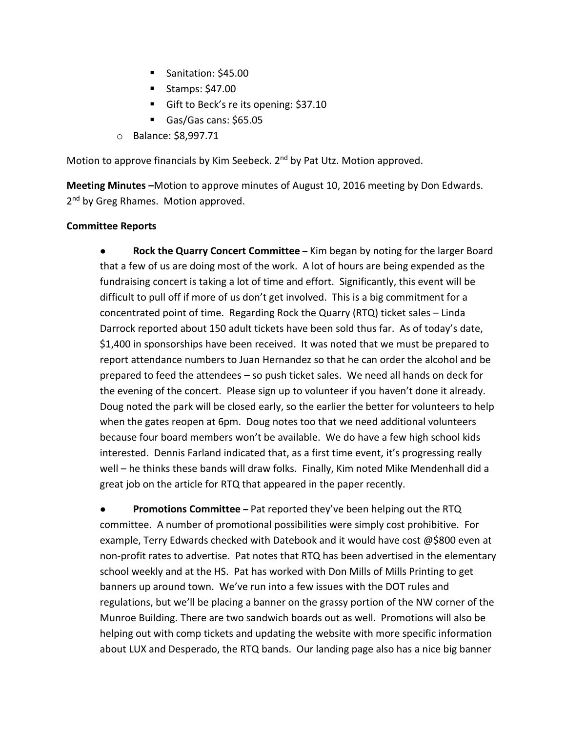- Sanitation: $45.00
    - Stamps: $47.00
    - Gift to Beck's re its opening: $37.10
    - Gas/Gas cans: $65.05
  - Balance: $8,997.71

Motion to approve financials by Kim Seebeck. 2nd by Pat Utz. Motion approved.

**Meeting Minutes –**Motion to approve minutes of August 10, 2016 meeting by Don Edwards. 2nd by Greg Rhames. Motion approved.

**Committee Reports**

- **Rock the Quarry Concert Committee –** Kim began by noting for the larger Board that a few of us are doing most of the work. A lot of hours are being expended as the fundraising concert is taking a lot of time and effort. Significantly, this event will be difficult to pull off if more of us don't get involved. This is a big commitment for a concentrated point of time. Regarding Rock the Quarry (RTQ) ticket sales – Linda Darrock reported about 150 adult tickets have been sold thus far. As of today's date, $1,400 in sponsorships have been received. It was noted that we must be prepared to report attendance numbers to Juan Hernandez so that he can order the alcohol and be prepared to feed the attendees – so push ticket sales. We need all hands on deck for the evening of the concert. Please sign up to volunteer if you haven't done it already. Doug noted the park will be closed early, so the earlier the better for volunteers to help when the gates reopen at 6pm. Doug notes too that we need additional volunteers because four board members won't be available. We do have a few high school kids interested. Dennis Farland indicated that, as a first time event, it's progressing really well – he thinks these bands will draw folks. Finally, Kim noted Mike Mendenhall did a great job on the article for RTQ that appeared in the paper recently.

- **Promotions Committee –** Pat reported they've been helping out the RTQ committee. A number of promotional possibilities were simply cost prohibitive. For example, Terry Edwards checked with Datebook and it would have cost @$800 even at non-profit rates to advertise. Pat notes that RTQ has been advertised in the elementary school weekly and at the HS. Pat has worked with Don Mills of Mills Printing to get banners up around town. We've run into a few issues with the DOT rules and regulations, but we'll be placing a banner on the grassy portion of the NW corner of the Munroe Building. There are two sandwich boards out as well. Promotions will also be helping out with comp tickets and updating the website with more specific information about LUX and Desperado, the RTQ bands. Our landing page also has a nice big banner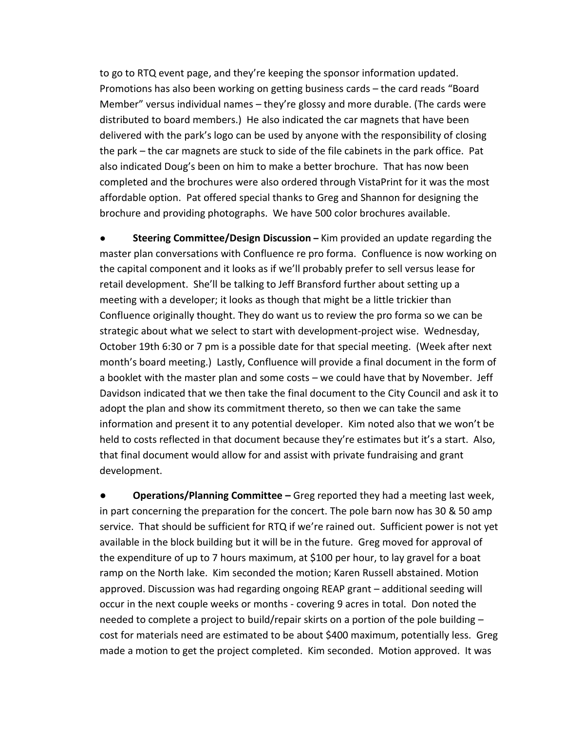to go to RTQ event page, and they're keeping the sponsor information updated. Promotions has also been working on getting business cards – the card reads "Board Member" versus individual names – they're glossy and more durable. (The cards were distributed to board members.) He also indicated the car magnets that have been delivered with the park's logo can be used by anyone with the responsibility of closing the park – the car magnets are stuck to side of the file cabinets in the park office. Pat also indicated Doug's been on him to make a better brochure. That has now been completed and the brochures were also ordered through VistaPrint for it was the most affordable option. Pat offered special thanks to Greg and Shannon for designing the brochure and providing photographs. We have 500 color brochures available.

- **Steering Committee/Design Discussion –** Kim provided an update regarding the master plan conversations with Confluence re pro forma. Confluence is now working on the capital component and it looks as if we'll probably prefer to sell versus lease for retail development. She'll be talking to Jeff Bransford further about setting up a meeting with a developer; it looks as though that might be a little trickier than Confluence originally thought. They do want us to review the pro forma so we can be strategic about what we select to start with development-project wise. Wednesday, October 19th 6:30 or 7 pm is a possible date for that special meeting. (Week after next month's board meeting.) Lastly, Confluence will provide a final document in the form of a booklet with the master plan and some costs – we could have that by November. Jeff Davidson indicated that we then take the final document to the City Council and ask it to adopt the plan and show its commitment thereto, so then we can take the same information and present it to any potential developer. Kim noted also that we won't be held to costs reflected in that document because they're estimates but it's a start. Also, that final document would allow for and assist with private fundraising and grant development.

- **Operations/Planning Committee –** Greg reported they had a meeting last week, in part concerning the preparation for the concert. The pole barn now has 30 & 50 amp service. That should be sufficient for RTQ if we're rained out. Sufficient power is not yet available in the block building but it will be in the future. Greg moved for approval of the expenditure of up to 7 hours maximum, at $100 per hour, to lay gravel for a boat ramp on the North lake. Kim seconded the motion; Karen Russell abstained. Motion approved. Discussion was had regarding ongoing REAP grant – additional seeding will occur in the next couple weeks or months - covering 9 acres in total. Don noted the needed to complete a project to build/repair skirts on a portion of the pole building – cost for materials need are estimated to be about $400 maximum, potentially less. Greg made a motion to get the project completed. Kim seconded. Motion approved. It was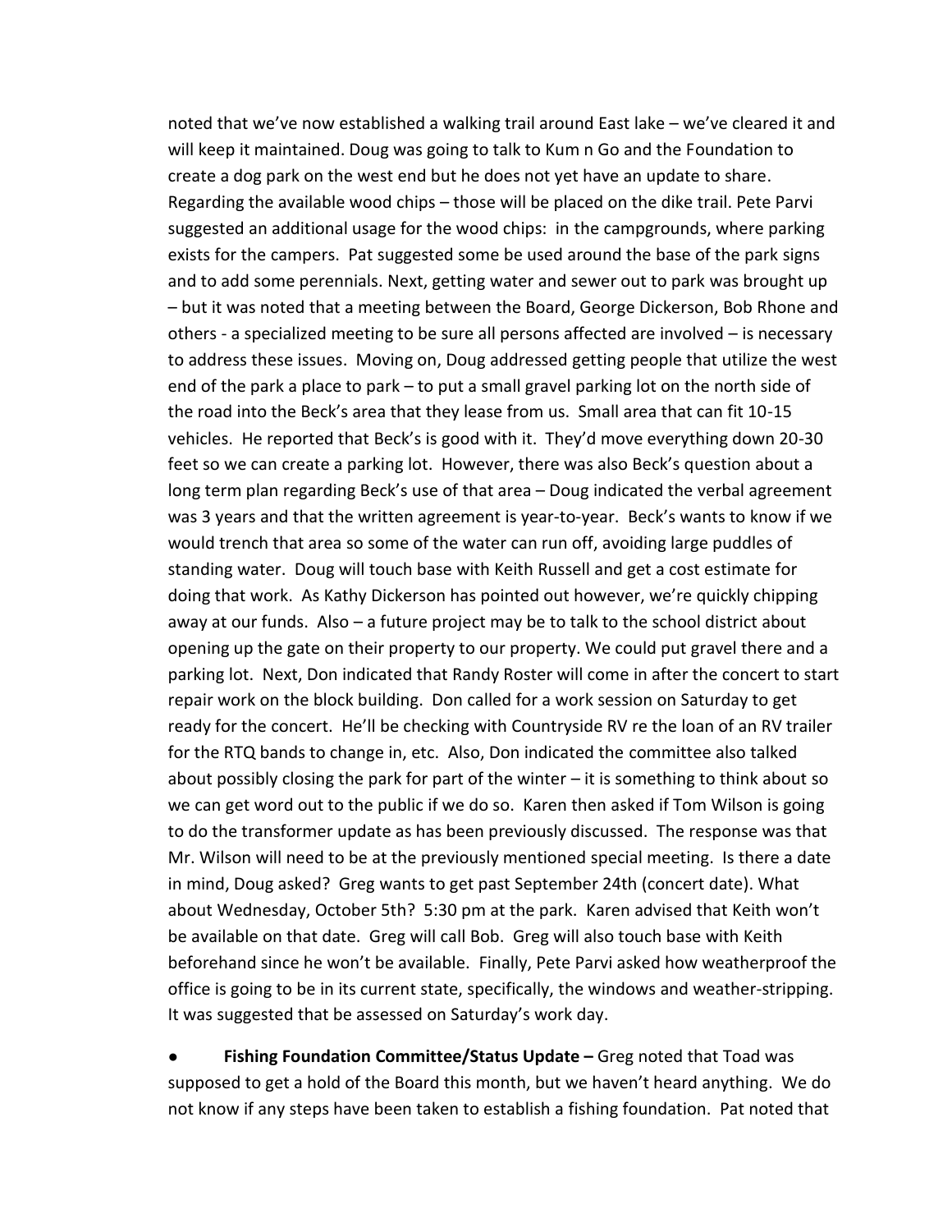noted that we've now established a walking trail around East lake – we've cleared it and will keep it maintained. Doug was going to talk to Kum n Go and the Foundation to create a dog park on the west end but he does not yet have an update to share. Regarding the available wood chips – those will be placed on the dike trail. Pete Parvi suggested an additional usage for the wood chips: in the campgrounds, where parking exists for the campers. Pat suggested some be used around the base of the park signs and to add some perennials. Next, getting water and sewer out to park was brought up – but it was noted that a meeting between the Board, George Dickerson, Bob Rhone and others - a specialized meeting to be sure all persons affected are involved – is necessary to address these issues. Moving on, Doug addressed getting people that utilize the west end of the park a place to park – to put a small gravel parking lot on the north side of the road into the Beck's area that they lease from us. Small area that can fit 10-15 vehicles. He reported that Beck's is good with it. They'd move everything down 20-30 feet so we can create a parking lot. However, there was also Beck's question about a long term plan regarding Beck's use of that area – Doug indicated the verbal agreement was 3 years and that the written agreement is year-to-year. Beck's wants to know if we would trench that area so some of the water can run off, avoiding large puddles of standing water. Doug will touch base with Keith Russell and get a cost estimate for doing that work. As Kathy Dickerson has pointed out however, we're quickly chipping away at our funds. Also – a future project may be to talk to the school district about opening up the gate on their property to our property. We could put gravel there and a parking lot. Next, Don indicated that Randy Roster will come in after the concert to start repair work on the block building. Don called for a work session on Saturday to get ready for the concert. He'll be checking with Countryside RV re the loan of an RV trailer for the RTQ bands to change in, etc. Also, Don indicated the committee also talked about possibly closing the park for part of the winter – it is something to think about so we can get word out to the public if we do so. Karen then asked if Tom Wilson is going to do the transformer update as has been previously discussed. The response was that Mr. Wilson will need to be at the previously mentioned special meeting. Is there a date in mind, Doug asked? Greg wants to get past September 24th (concert date). What about Wednesday, October 5th? 5:30 pm at the park. Karen advised that Keith won't be available on that date. Greg will call Bob. Greg will also touch base with Keith beforehand since he won't be available. Finally, Pete Parvi asked how weatherproof the office is going to be in its current state, specifically, the windows and weather-stripping. It was suggested that be assessed on Saturday's work day.

- **Fishing Foundation Committee/Status Update –** Greg noted that Toad was supposed to get a hold of the Board this month, but we haven't heard anything. We do not know if any steps have been taken to establish a fishing foundation. Pat noted that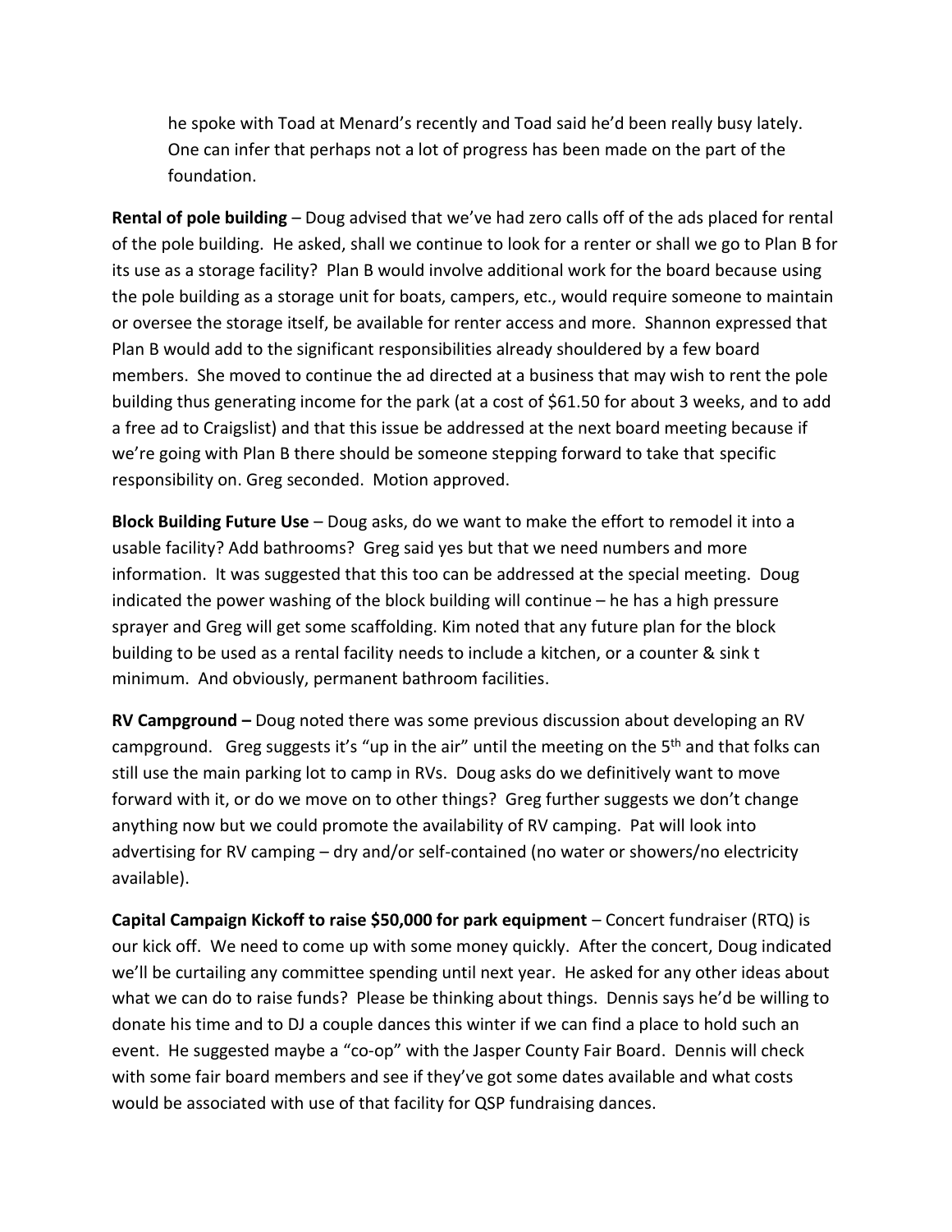he spoke with Toad at Menard's recently and Toad said he'd been really busy lately. One can infer that perhaps not a lot of progress has been made on the part of the foundation.

**Rental of pole building** – Doug advised that we've had zero calls off of the ads placed for rental of the pole building. He asked, shall we continue to look for a renter or shall we go to Plan B for its use as a storage facility? Plan B would involve additional work for the board because using the pole building as a storage unit for boats, campers, etc., would require someone to maintain or oversee the storage itself, be available for renter access and more. Shannon expressed that Plan B would add to the significant responsibilities already shouldered by a few board members. She moved to continue the ad directed at a business that may wish to rent the pole building thus generating income for the park (at a cost of $61.50 for about 3 weeks, and to add a free ad to Craigslist) and that this issue be addressed at the next board meeting because if we're going with Plan B there should be someone stepping forward to take that specific responsibility on. Greg seconded. Motion approved.

**Block Building Future Use** – Doug asks, do we want to make the effort to remodel it into a usable facility? Add bathrooms? Greg said yes but that we need numbers and more information. It was suggested that this too can be addressed at the special meeting. Doug indicated the power washing of the block building will continue – he has a high pressure sprayer and Greg will get some scaffolding. Kim noted that any future plan for the block building to be used as a rental facility needs to include a kitchen, or a counter & sink t minimum. And obviously, permanent bathroom facilities.

**RV Campground –** Doug noted there was some previous discussion about developing an RV campground. Greg suggests it's "up in the air" until the meeting on the 5th and that folks can still use the main parking lot to camp in RVs. Doug asks do we definitively want to move forward with it, or do we move on to other things? Greg further suggests we don't change anything now but we could promote the availability of RV camping. Pat will look into advertising for RV camping – dry and/or self-contained (no water or showers/no electricity available).

**Capital Campaign Kickoff to raise $50,000 for park equipment** – Concert fundraiser (RTQ) is our kick off. We need to come up with some money quickly. After the concert, Doug indicated we'll be curtailing any committee spending until next year. He asked for any other ideas about what we can do to raise funds? Please be thinking about things. Dennis says he'd be willing to donate his time and to DJ a couple dances this winter if we can find a place to hold such an event. He suggested maybe a "co-op" with the Jasper County Fair Board. Dennis will check with some fair board members and see if they've got some dates available and what costs would be associated with use of that facility for QSP fundraising dances.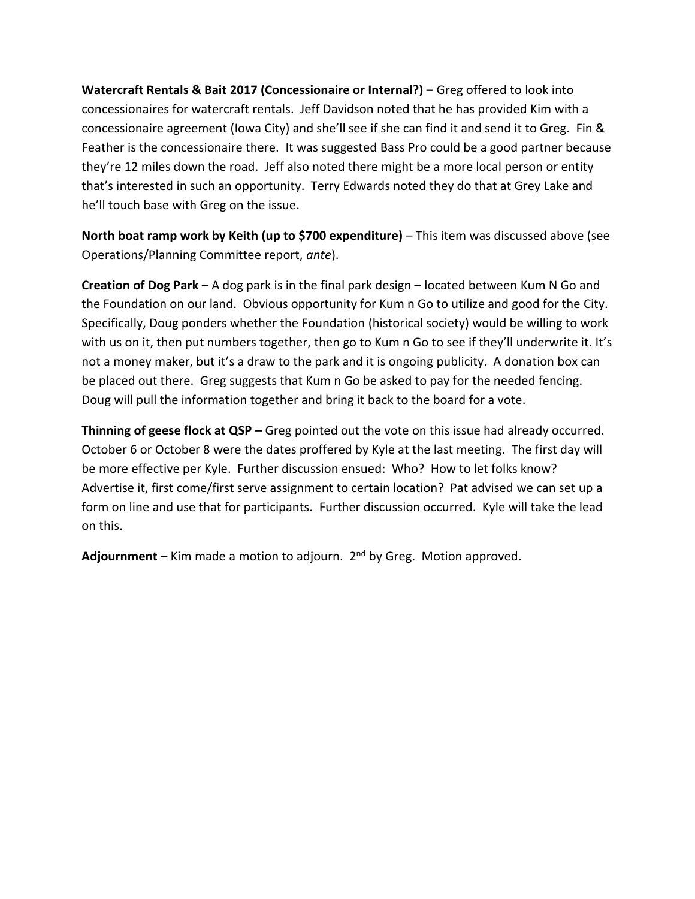**Watercraft Rentals & Bait 2017 (Concessionaire or Internal?) –** Greg offered to look into concessionaires for watercraft rentals. Jeff Davidson noted that he has provided Kim with a concessionaire agreement (Iowa City) and she'll see if she can find it and send it to Greg. Fin & Feather is the concessionaire there. It was suggested Bass Pro could be a good partner because they're 12 miles down the road. Jeff also noted there might be a more local person or entity that's interested in such an opportunity. Terry Edwards noted they do that at Grey Lake and he'll touch base with Greg on the issue.

**North boat ramp work by Keith (up to $700 expenditure)** – This item was discussed above (see Operations/Planning Committee report, *ante*).

**Creation of Dog Park –** A dog park is in the final park design – located between Kum N Go and the Foundation on our land. Obvious opportunity for Kum n Go to utilize and good for the City. Specifically, Doug ponders whether the Foundation (historical society) would be willing to work with us on it, then put numbers together, then go to Kum n Go to see if they'll underwrite it. It's not a money maker, but it's a draw to the park and it is ongoing publicity. A donation box can be placed out there. Greg suggests that Kum n Go be asked to pay for the needed fencing. Doug will pull the information together and bring it back to the board for a vote.

**Thinning of geese flock at QSP –** Greg pointed out the vote on this issue had already occurred. October 6 or October 8 were the dates proffered by Kyle at the last meeting. The first day will be more effective per Kyle. Further discussion ensued: Who? How to let folks know? Advertise it, first come/first serve assignment to certain location? Pat advised we can set up a form on line and use that for participants. Further discussion occurred. Kyle will take the lead on this.

**Adjournment –** Kim made a motion to adjourn. 2nd by Greg. Motion approved.